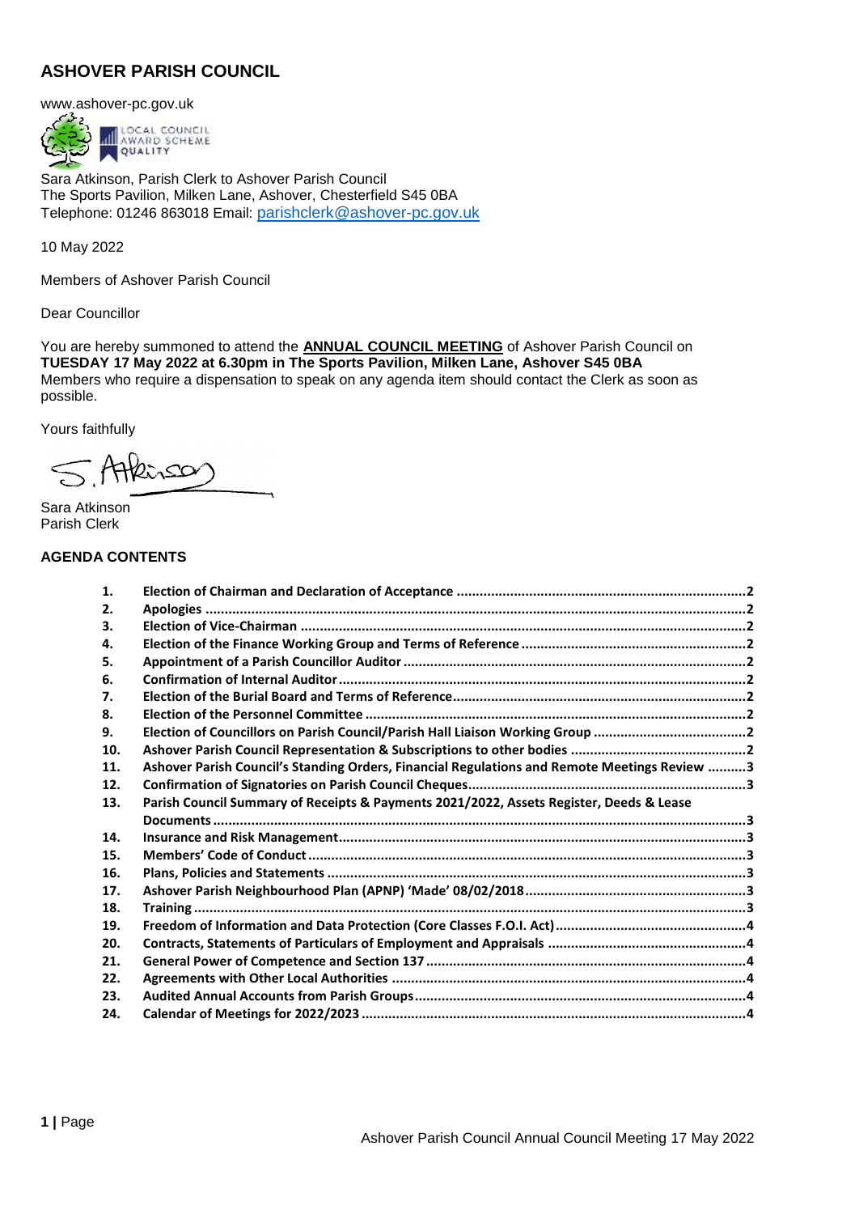# ASHOVER PARISH COUNCIL

www.ashover-pc.gov.uk

LOCAL COUNCIL AWARD SCHEME QUALITY

Sara Atkinson, Parish Clerk to Ashover Parish Council
The Sports Pavilion, Milken Lane, Ashover, Chesterfield S45 0BA
Telephone: 01246 863018 Email: parishclerk@ashover-pc.gov.uk

10 May 2022

Members of Ashover Parish Council

Dear Councillor

You are hereby summoned to attend the **ANNUAL COUNCIL MEETING** of Ashover Parish Council on **TUESDAY 17 May 2022 at 6.30pm in The Sports Pavilion, Milken Lane, Ashover S45 0BA**
Members who require a dispensation to speak on any agenda item should contact the Clerk as soon as possible.

Yours faithfully

S. Atkinson

Sara Atkinson
Parish Clerk

### AGENDA CONTENTS

| | | |
|---|---|---|
| **1.** | **Election of Chairman and Declaration of Acceptance** | **2** |
| **2.** | **Apologies** | **2** |
| **3.** | **Election of Vice-Chairman** | **2** |
| **4.** | **Election of the Finance Working Group and Terms of Reference** | **2** |
| **5.** | **Appointment of a Parish Councillor Auditor** | **2** |
| **6.** | **Confirmation of Internal Auditor** | **2** |
| **7.** | **Election of the Burial Board and Terms of Reference** | **2** |
| **8.** | **Election of the Personnel Committee** | **2** |
| **9.** | **Election of Councillors on Parish Council/Parish Hall Liaison Working Group** | **2** |
| **10.** | **Ashover Parish Council Representation & Subscriptions to other bodies** | **2** |
| **11.** | **Ashover Parish Council's Standing Orders, Financial Regulations and Remote Meetings Review** | **3** |
| **12.** | **Confirmation of Signatories on Parish Council Cheques** | **3** |
| **13.** | **Parish Council Summary of Receipts & Payments 2021/2022, Assets Register, Deeds & Lease Documents** | **3** |
| **14.** | **Insurance and Risk Management** | **3** |
| **15.** | **Members' Code of Conduct** | **3** |
| **16.** | **Plans, Policies and Statements** | **3** |
| **17.** | **Ashover Parish Neighbourhood Plan (APNP) 'Made' 08/02/2018** | **3** |
| **18.** | **Training** | **3** |
| **19.** | **Freedom of Information and Data Protection (Core Classes F.O.I. Act)** | **4** |
| **20.** | **Contracts, Statements of Particulars of Employment and Appraisals** | **4** |
| **21.** | **General Power of Competence and Section 137** | **4** |
| **22.** | **Agreements with Other Local Authorities** | **4** |
| **23.** | **Audited Annual Accounts from Parish Groups** | **4** |
| **24.** | **Calendar of Meetings for 2022/2023** | **4** |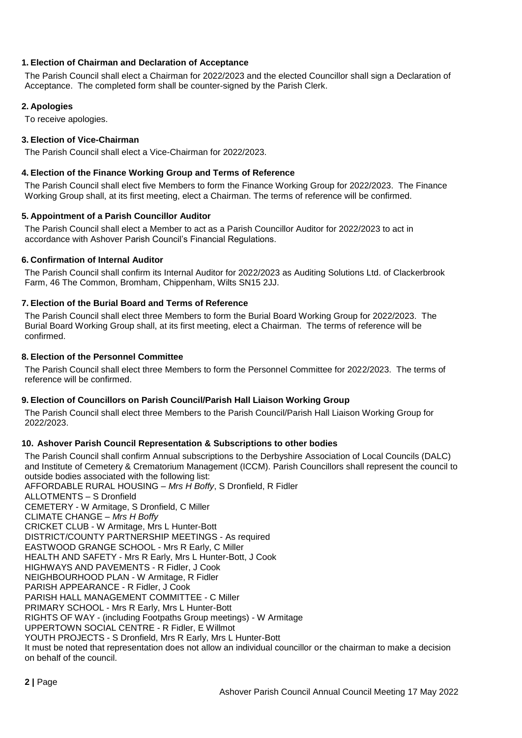**1. Election of Chairman and Declaration of Acceptance**

The Parish Council shall elect a Chairman for 2022/2023 and the elected Councillor shall sign a Declaration of Acceptance. The completed form shall be counter-signed by the Parish Clerk.

**2. Apologies**

To receive apologies.

**3. Election of Vice-Chairman**

The Parish Council shall elect a Vice-Chairman for 2022/2023.

**4. Election of the Finance Working Group and Terms of Reference**

The Parish Council shall elect five Members to form the Finance Working Group for 2022/2023. The Finance Working Group shall, at its first meeting, elect a Chairman. The terms of reference will be confirmed.

**5. Appointment of a Parish Councillor Auditor**

The Parish Council shall elect a Member to act as a Parish Councillor Auditor for 2022/2023 to act in accordance with Ashover Parish Council's Financial Regulations.

**6. Confirmation of Internal Auditor**

The Parish Council shall confirm its Internal Auditor for 2022/2023 as Auditing Solutions Ltd. of Clackerbrook Farm, 46 The Common, Bromham, Chippenham, Wilts SN15 2JJ.

**7. Election of the Burial Board and Terms of Reference**

The Parish Council shall elect three Members to form the Burial Board Working Group for 2022/2023. The Burial Board Working Group shall, at its first meeting, elect a Chairman. The terms of reference will be confirmed.

**8. Election of the Personnel Committee**

The Parish Council shall elect three Members to form the Personnel Committee for 2022/2023. The terms of reference will be confirmed.

**9. Election of Councillors on Parish Council/Parish Hall Liaison Working Group**

The Parish Council shall elect three Members to the Parish Council/Parish Hall Liaison Working Group for 2022/2023.

**10. Ashover Parish Council Representation & Subscriptions to other bodies**

The Parish Council shall confirm Annual subscriptions to the Derbyshire Association of Local Councils (DALC) and Institute of Cemetery & Crematorium Management (ICCM). Parish Councillors shall represent the council to outside bodies associated with the following list:

AFFORDABLE RURAL HOUSING – *Mrs H Boffy*, S Dronfield, R Fidler
ALLOTMENTS – S Dronfield
CEMETERY - W Armitage, S Dronfield, C Miller
CLIMATE CHANGE – *Mrs H Boffy*
CRICKET CLUB - W Armitage, Mrs L Hunter-Bott
DISTRICT/COUNTY PARTNERSHIP MEETINGS - As required
EASTWOOD GRANGE SCHOOL - Mrs R Early, C Miller
HEALTH AND SAFETY - Mrs R Early, Mrs L Hunter-Bott, J Cook
HIGHWAYS AND PAVEMENTS - R Fidler, J Cook
NEIGHBOURHOOD PLAN - W Armitage, R Fidler
PARISH APPEARANCE - R Fidler, J Cook
PARISH HALL MANAGEMENT COMMITTEE - C Miller
PRIMARY SCHOOL - Mrs R Early, Mrs L Hunter-Bott
RIGHTS OF WAY - (including Footpaths Group meetings) - W Armitage
UPPERTOWN SOCIAL CENTRE - R Fidler, E Willmot
YOUTH PROJECTS - S Dronfield, Mrs R Early, Mrs L Hunter-Bott

It must be noted that representation does not allow an individual councillor or the chairman to make a decision on behalf of the council.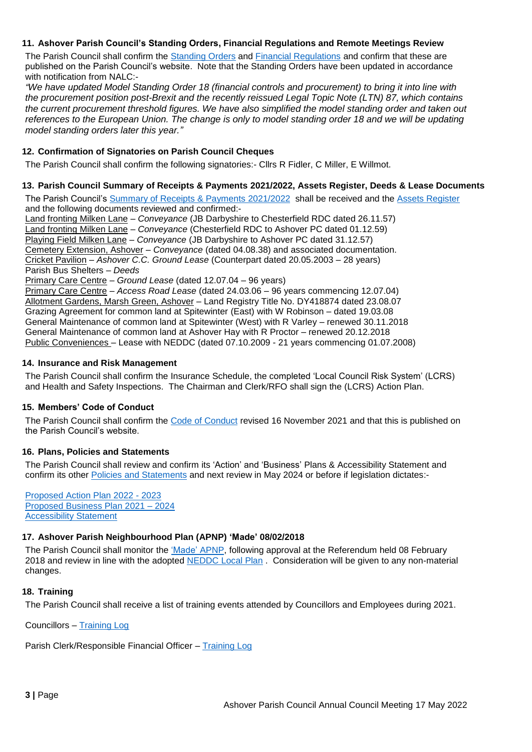### 11. Ashover Parish Council's Standing Orders, Financial Regulations and Remote Meetings Review

The Parish Council shall confirm the Standing Orders and Financial Regulations and confirm that these are published on the Parish Council's website. Note that the Standing Orders have been updated in accordance with notification from NALC:-

*"We have updated Model Standing Order 18 (financial controls and procurement) to bring it into line with the procurement position post-Brexit and the recently reissued Legal Topic Note (LTN) 87, which contains the current procurement threshold figures. We have also simplified the model standing order and taken out references to the European Union. The change is only to model standing order 18 and we will be updating model standing orders later this year."*

### 12. Confirmation of Signatories on Parish Council Cheques

The Parish Council shall confirm the following signatories:- Cllrs R Fidler, C Miller, E Willmot.

### 13. Parish Council Summary of Receipts & Payments 2021/2022, Assets Register, Deeds & Lease Documents

The Parish Council's Summary of Receipts & Payments 2021/2022 shall be received and the Assets Register and the following documents reviewed and confirmed:-

Land fronting Milken Lane – *Conveyance* (JB Darbyshire to Chesterfield RDC dated 26.11.57)
Land fronting Milken Lane – *Conveyance* (Chesterfield RDC to Ashover PC dated 01.12.59)
Playing Field Milken Lane – *Conveyance* (JB Darbyshire to Ashover PC dated 31.12.57)
Cemetery Extension, Ashover – *Conveyance* (dated 04.08.38) and associated documentation.
Cricket Pavilion – *Ashover C.C. Ground Lease* (Counterpart dated 20.05.2003 – 28 years)
Parish Bus Shelters – *Deeds*
Primary Care Centre – *Ground Lease* (dated 12.07.04 – 96 years)
Primary Care Centre – *Access Road Lease* (dated 24.03.06 – 96 years commencing 12.07.04)
Allotment Gardens, Marsh Green, Ashover – Land Registry Title No. DY418874 dated 23.08.07
Grazing Agreement for common land at Spitewinter (East) with W Robinson – dated 19.03.08
General Maintenance of common land at Spitewinter (West) with R Varley – renewed 30.11.2018
General Maintenance of common land at Ashover Hay with R Proctor – renewed 20.12.2018
Public Conveniences – Lease with NEDDC (dated 07.10.2009 - 21 years commencing 01.07.2008)

### 14. Insurance and Risk Management

The Parish Council shall confirm the Insurance Schedule, the completed 'Local Council Risk System' (LCRS) and Health and Safety Inspections. The Chairman and Clerk/RFO shall sign the (LCRS) Action Plan.

### 15. Members' Code of Conduct

The Parish Council shall confirm the Code of Conduct revised 16 November 2021 and that this is published on the Parish Council's website.

### 16. Plans, Policies and Statements

The Parish Council shall review and confirm its 'Action' and 'Business' Plans & Accessibility Statement and confirm its other Policies and Statements and next review in May 2024 or before if legislation dictates:-

Proposed Action Plan 2022 - 2023
Proposed Business Plan 2021 – 2024
Accessibility Statement

### 17. Ashover Parish Neighbourhood Plan (APNP) 'Made' 08/02/2018

The Parish Council shall monitor the 'Made' APNP, following approval at the Referendum held 08 February 2018 and review in line with the adopted NEDDC Local Plan . Consideration will be given to any non-material changes.

### 18. Training

The Parish Council shall receive a list of training events attended by Councillors and Employees during 2021.

Councillors – Training Log

Parish Clerk/Responsible Financial Officer – Training Log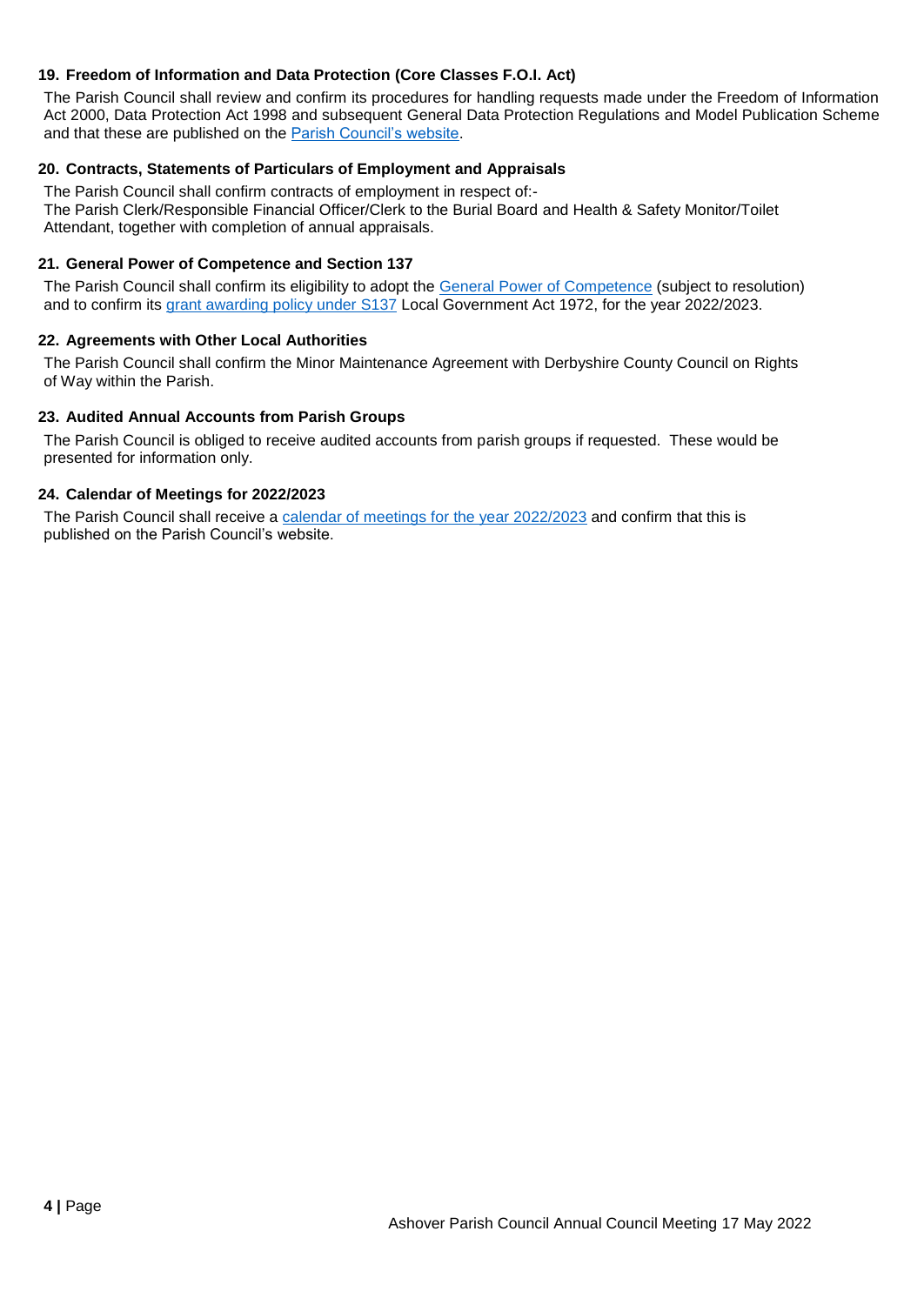### 19. Freedom of Information and Data Protection (Core Classes F.O.I. Act)

The Parish Council shall review and confirm its procedures for handling requests made under the Freedom of Information Act 2000, Data Protection Act 1998 and subsequent General Data Protection Regulations and Model Publication Scheme and that these are published on the Parish Council's website.

### 20. Contracts, Statements of Particulars of Employment and Appraisals

The Parish Council shall confirm contracts of employment in respect of:-
The Parish Clerk/Responsible Financial Officer/Clerk to the Burial Board and Health & Safety Monitor/Toilet Attendant, together with completion of annual appraisals.

### 21. General Power of Competence and Section 137

The Parish Council shall confirm its eligibility to adopt the General Power of Competence (subject to resolution) and to confirm its grant awarding policy under S137 Local Government Act 1972, for the year 2022/2023.

### 22. Agreements with Other Local Authorities

The Parish Council shall confirm the Minor Maintenance Agreement with Derbyshire County Council on Rights of Way within the Parish.

### 23. Audited Annual Accounts from Parish Groups

The Parish Council is obliged to receive audited accounts from parish groups if requested. These would be presented for information only.

### 24. Calendar of Meetings for 2022/2023

The Parish Council shall receive a calendar of meetings for the year 2022/2023 and confirm that this is published on the Parish Council's website.